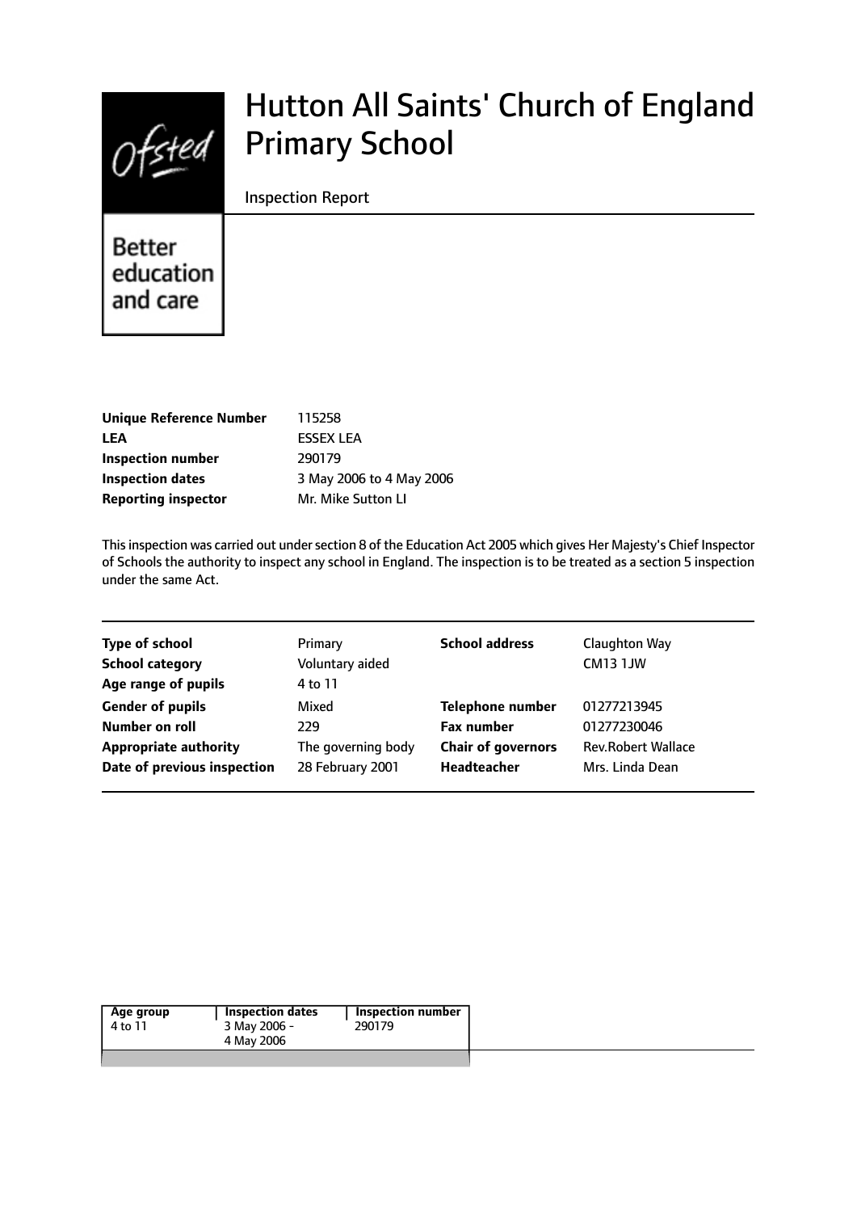# Hutton All Saints' Church of England Primary School

Inspection Report

Better education and care

| | |
|---|---|
| **Unique Reference Number** | 115258 |
| **LEA** | ESSEX LEA |
| **Inspection number** | 290179 |
| **Inspection dates** | 3 May 2006 to 4 May 2006 |
| **Reporting inspector** | Mr. Mike Sutton LI |

This inspection was carried out under section 8 of the Education Act 2005 which gives Her Majesty's Chief Inspector of Schools the authority to inspect any school in England. The inspection is to be treated as a section 5 inspection under the same Act.

| | | | |
|---|---|---|---|
| **Type of school** | Primary | **School address** | Claughton Way |
| **School category** | Voluntary aided | | CM13 1JW |
| **Age range of pupils** | 4 to 11 | | |
| **Gender of pupils** | Mixed | **Telephone number** | 01277213945 |
| **Number on roll** | 229 | **Fax number** | 01277230046 |
| **Appropriate authority** | The governing body | **Chair of governors** | Rev.Robert Wallace |
| **Date of previous inspection** | 28 February 2001 | **Headteacher** | Mrs. Linda Dean |

| Age group | Inspection dates | Inspection number |
|---|---|---|
| 4 to 11 | 3 May 2006 - 4 May 2006 | 290179 |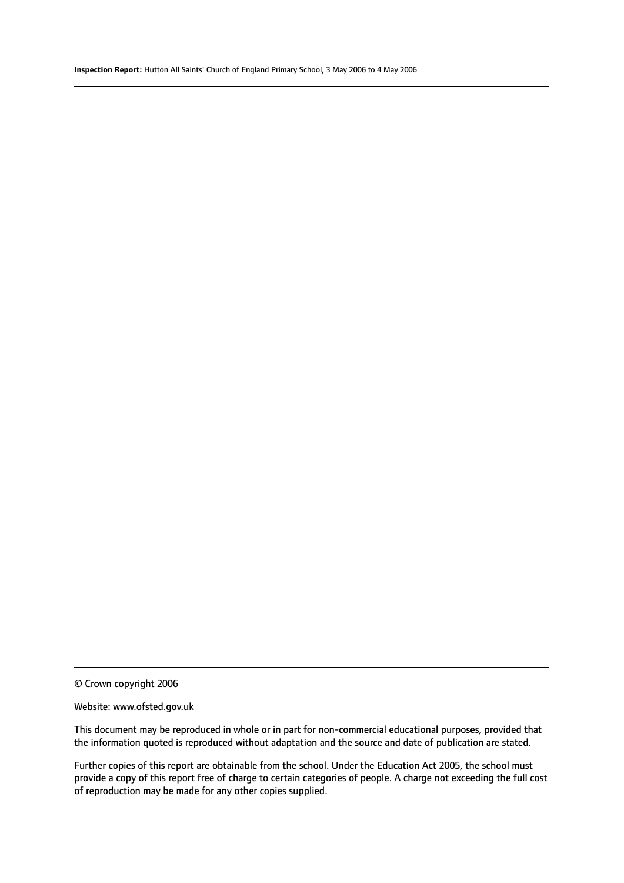© Crown copyright 2006

Website: www.ofsted.gov.uk

This document may be reproduced in whole or in part for non-commercial educational purposes, provided that the information quoted is reproduced without adaptation and the source and date of publication are stated.

Further copies of this report are obtainable from the school. Under the Education Act 2005, the school must provide a copy of this report free of charge to certain categories of people. A charge not exceeding the full cost of reproduction may be made for any other copies supplied.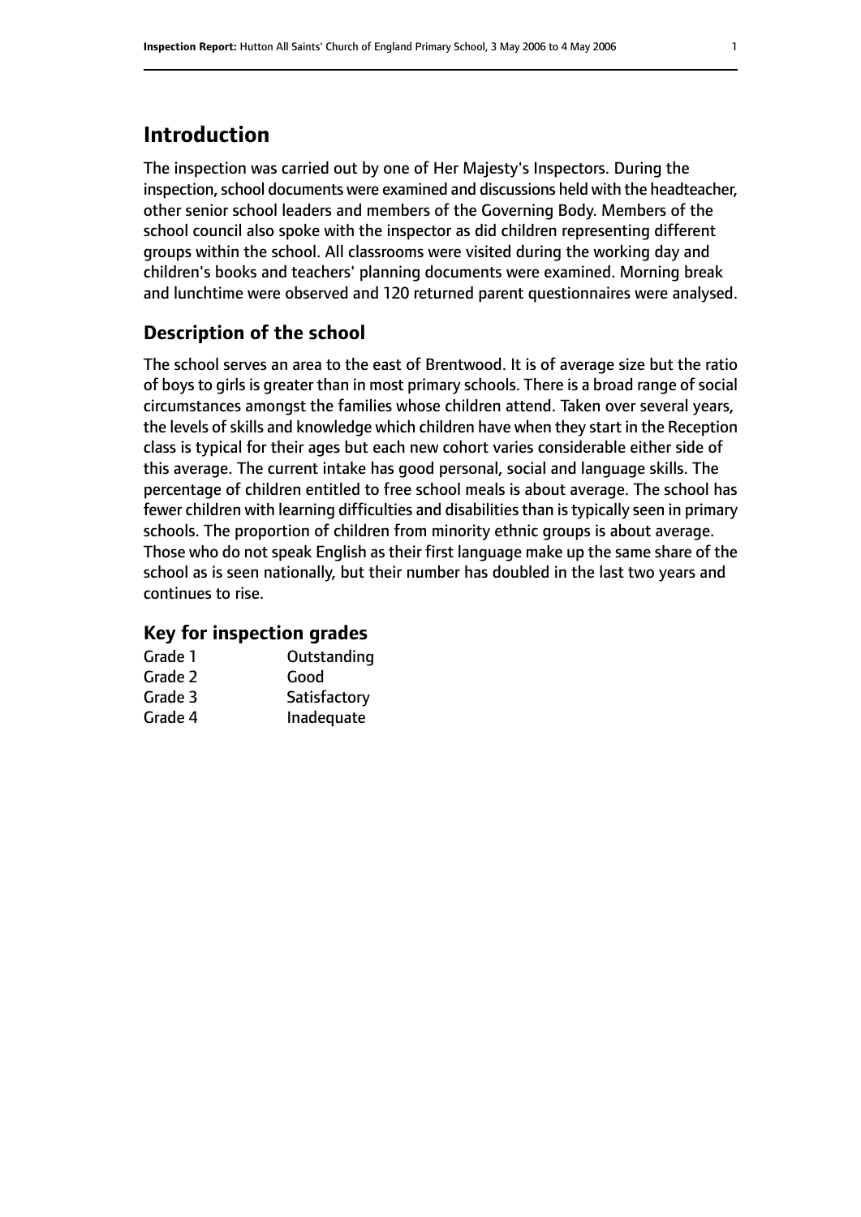## Introduction

The inspection was carried out by one of Her Majesty's Inspectors. During the inspection, school documents were examined and discussions held with the headteacher, other senior school leaders and members of the Governing Body. Members of the school council also spoke with the inspector as did children representing different groups within the school. All classrooms were visited during the working day and children's books and teachers' planning documents were examined. Morning break and lunchtime were observed and 120 returned parent questionnaires were analysed.

### Description of the school

The school serves an area to the east of Brentwood. It is of average size but the ratio of boys to girls is greater than in most primary schools. There is a broad range of social circumstances amongst the families whose children attend. Taken over several years, the levels of skills and knowledge which children have when they start in the Reception class is typical for their ages but each new cohort varies considerable either side of this average. The current intake has good personal, social and language skills. The percentage of children entitled to free school meals is about average. The school has fewer children with learning difficulties and disabilities than is typically seen in primary schools. The proportion of children from minority ethnic groups is about average. Those who do not speak English as their first language make up the same share of the school as is seen nationally, but their number has doubled in the last two years and continues to rise.

### Key for inspection grades

| | |
|---|---|
| Grade 1 | Outstanding |
| Grade 2 | Good |
| Grade 3 | Satisfactory |
| Grade 4 | Inadequate |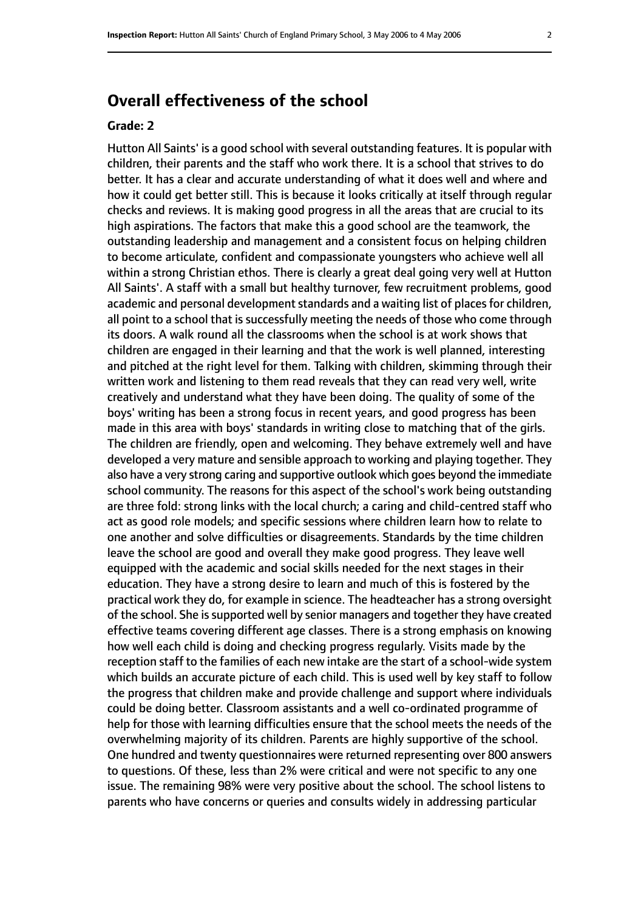# Overall effectiveness of the school

**Grade: 2**

Hutton All Saints' is a good school with several outstanding features. It is popular with children, their parents and the staff who work there. It is a school that strives to do better. It has a clear and accurate understanding of what it does well and where and how it could get better still. This is because it looks critically at itself through regular checks and reviews. It is making good progress in all the areas that are crucial to its high aspirations. The factors that make this a good school are the teamwork, the outstanding leadership and management and a consistent focus on helping children to become articulate, confident and compassionate youngsters who achieve well all within a strong Christian ethos. There is clearly a great deal going very well at Hutton All Saints'. A staff with a small but healthy turnover, few recruitment problems, good academic and personal development standards and a waiting list of places for children, all point to a school that is successfully meeting the needs of those who come through its doors. A walk round all the classrooms when the school is at work shows that children are engaged in their learning and that the work is well planned, interesting and pitched at the right level for them. Talking with children, skimming through their written work and listening to them read reveals that they can read very well, write creatively and understand what they have been doing. The quality of some of the boys' writing has been a strong focus in recent years, and good progress has been made in this area with boys' standards in writing close to matching that of the girls. The children are friendly, open and welcoming. They behave extremely well and have developed a very mature and sensible approach to working and playing together. They also have a very strong caring and supportive outlook which goes beyond the immediate school community. The reasons for this aspect of the school's work being outstanding are three fold: strong links with the local church; a caring and child-centred staff who act as good role models; and specific sessions where children learn how to relate to one another and solve difficulties or disagreements. Standards by the time children leave the school are good and overall they make good progress. They leave well equipped with the academic and social skills needed for the next stages in their education. They have a strong desire to learn and much of this is fostered by the practical work they do, for example in science. The headteacher has a strong oversight of the school. She is supported well by senior managers and together they have created effective teams covering different age classes. There is a strong emphasis on knowing how well each child is doing and checking progress regularly. Visits made by the reception staff to the families of each new intake are the start of a school-wide system which builds an accurate picture of each child. This is used well by key staff to follow the progress that children make and provide challenge and support where individuals could be doing better. Classroom assistants and a well co-ordinated programme of help for those with learning difficulties ensure that the school meets the needs of the overwhelming majority of its children. Parents are highly supportive of the school. One hundred and twenty questionnaires were returned representing over 800 answers to questions. Of these, less than 2% were critical and were not specific to any one issue. The remaining 98% were very positive about the school. The school listens to parents who have concerns or queries and consults widely in addressing particular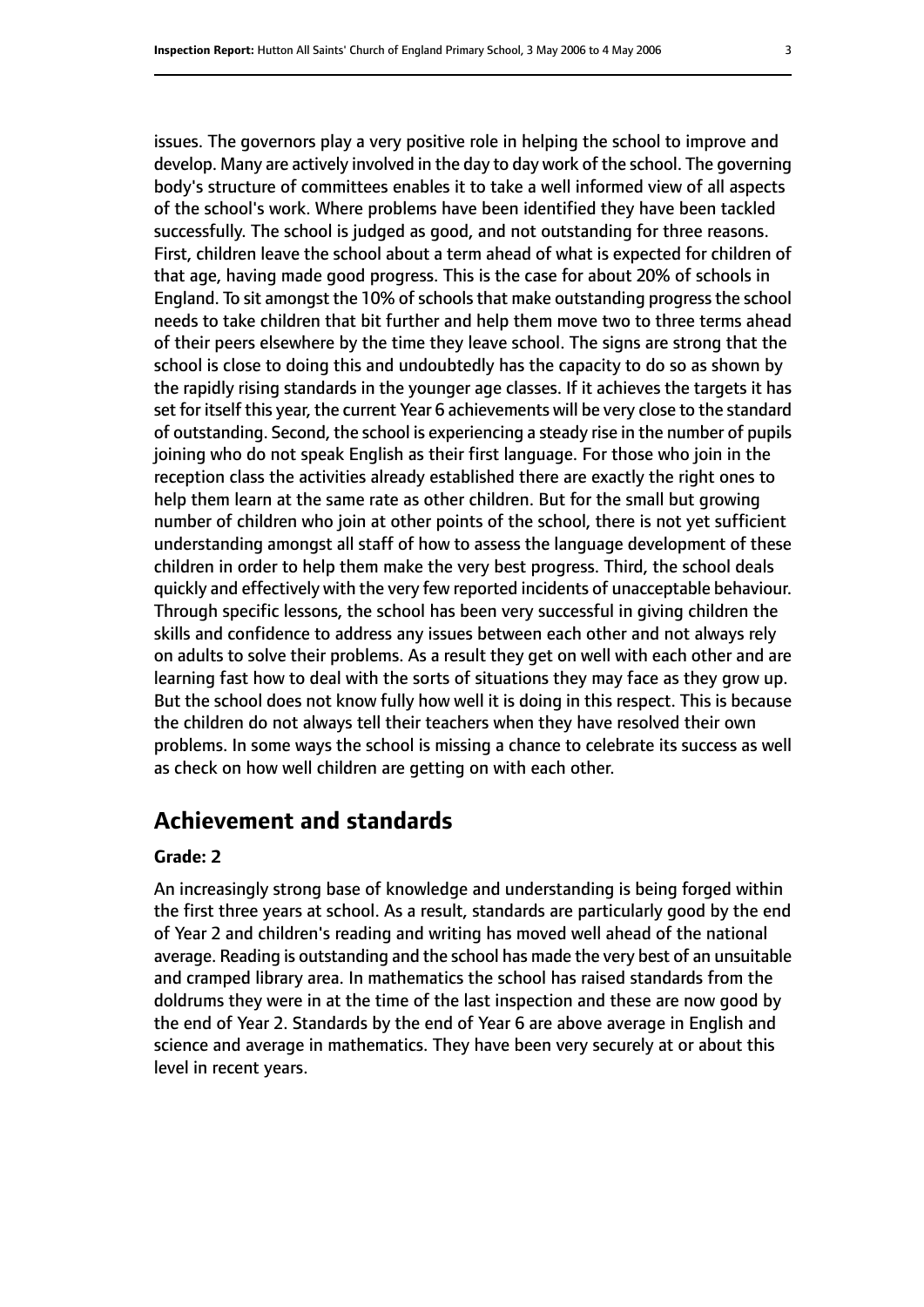issues. The governors play a very positive role in helping the school to improve and develop. Many are actively involved in the day to day work of the school. The governing body's structure of committees enables it to take a well informed view of all aspects of the school's work. Where problems have been identified they have been tackled successfully. The school is judged as good, and not outstanding for three reasons. First, children leave the school about a term ahead of what is expected for children of that age, having made good progress. This is the case for about 20% of schools in England. To sit amongst the 10% of schools that make outstanding progress the school needs to take children that bit further and help them move two to three terms ahead of their peers elsewhere by the time they leave school. The signs are strong that the school is close to doing this and undoubtedly has the capacity to do so as shown by the rapidly rising standards in the younger age classes. If it achieves the targets it has set for itself this year, the current Year 6 achievements will be very close to the standard of outstanding. Second, the school is experiencing a steady rise in the number of pupils joining who do not speak English as their first language. For those who join in the reception class the activities already established there are exactly the right ones to help them learn at the same rate as other children. But for the small but growing number of children who join at other points of the school, there is not yet sufficient understanding amongst all staff of how to assess the language development of these children in order to help them make the very best progress. Third, the school deals quickly and effectively with the very few reported incidents of unacceptable behaviour. Through specific lessons, the school has been very successful in giving children the skills and confidence to address any issues between each other and not always rely on adults to solve their problems. As a result they get on well with each other and are learning fast how to deal with the sorts of situations they may face as they grow up. But the school does not know fully how well it is doing in this respect. This is because the children do not always tell their teachers when they have resolved their own problems. In some ways the school is missing a chance to celebrate its success as well as check on how well children are getting on with each other.

## Achievement and standards

**Grade: 2**

An increasingly strong base of knowledge and understanding is being forged within the first three years at school. As a result, standards are particularly good by the end of Year 2 and children's reading and writing has moved well ahead of the national average. Reading is outstanding and the school has made the very best of an unsuitable and cramped library area. In mathematics the school has raised standards from the doldrums they were in at the time of the last inspection and these are now good by the end of Year 2. Standards by the end of Year 6 are above average in English and science and average in mathematics. They have been very securely at or about this level in recent years.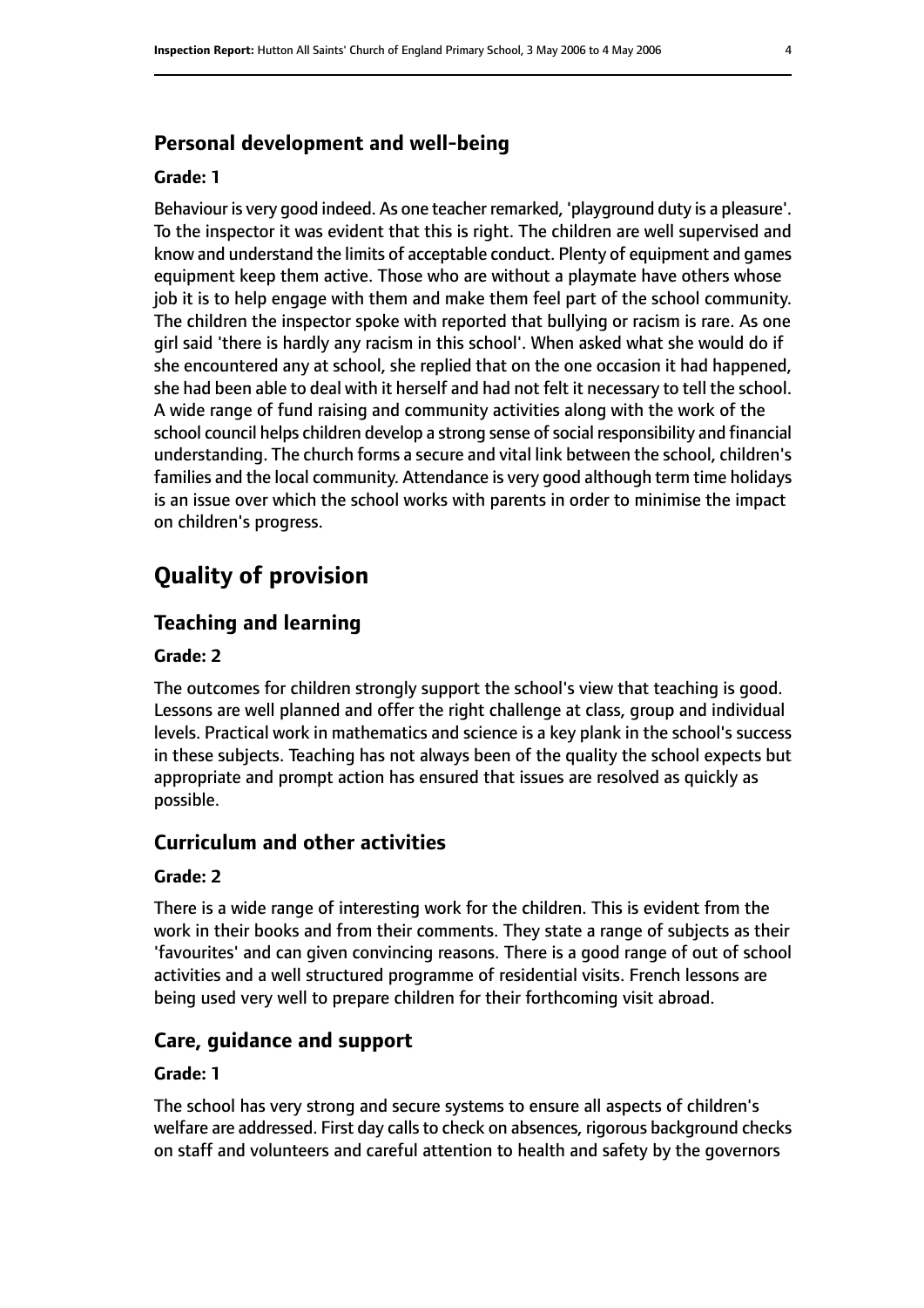### Personal development and well-being

#### Grade: 1

Behaviour is very good indeed. As one teacher remarked, 'playground duty is a pleasure'. To the inspector it was evident that this is right. The children are well supervised and know and understand the limits of acceptable conduct. Plenty of equipment and games equipment keep them active. Those who are without a playmate have others whose job it is to help engage with them and make them feel part of the school community. The children the inspector spoke with reported that bullying or racism is rare. As one girl said 'there is hardly any racism in this school'. When asked what she would do if she encountered any at school, she replied that on the one occasion it had happened, she had been able to deal with it herself and had not felt it necessary to tell the school. A wide range of fund raising and community activities along with the work of the school council helps children develop a strong sense of social responsibility and financial understanding. The church forms a secure and vital link between the school, children's families and the local community. Attendance is very good although term time holidays is an issue over which the school works with parents in order to minimise the impact on children's progress.

## Quality of provision

### Teaching and learning

#### Grade: 2

The outcomes for children strongly support the school's view that teaching is good. Lessons are well planned and offer the right challenge at class, group and individual levels. Practical work in mathematics and science is a key plank in the school's success in these subjects. Teaching has not always been of the quality the school expects but appropriate and prompt action has ensured that issues are resolved as quickly as possible.

### Curriculum and other activities

#### Grade: 2

There is a wide range of interesting work for the children. This is evident from the work in their books and from their comments. They state a range of subjects as their 'favourites' and can given convincing reasons. There is a good range of out of school activities and a well structured programme of residential visits. French lessons are being used very well to prepare children for their forthcoming visit abroad.

### Care, guidance and support

#### Grade: 1

The school has very strong and secure systems to ensure all aspects of children's welfare are addressed. First day calls to check on absences, rigorous background checks on staff and volunteers and careful attention to health and safety by the governors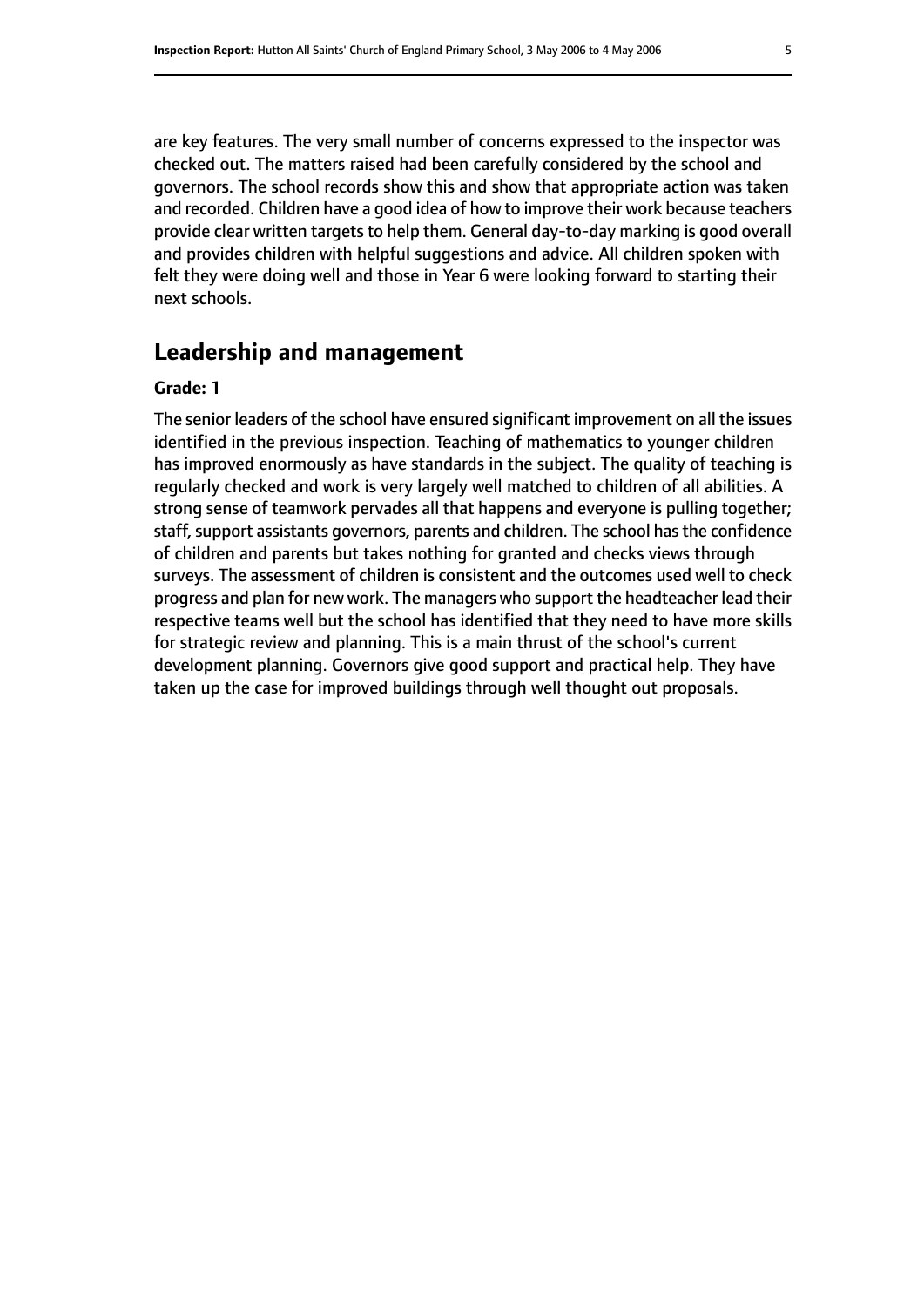are key features. The very small number of concerns expressed to the inspector was checked out. The matters raised had been carefully considered by the school and governors. The school records show this and show that appropriate action was taken and recorded. Children have a good idea of how to improve their work because teachers provide clear written targets to help them. General day-to-day marking is good overall and provides children with helpful suggestions and advice. All children spoken with felt they were doing well and those in Year 6 were looking forward to starting their next schools.

## Leadership and management

**Grade: 1**

The senior leaders of the school have ensured significant improvement on all the issues identified in the previous inspection. Teaching of mathematics to younger children has improved enormously as have standards in the subject. The quality of teaching is regularly checked and work is very largely well matched to children of all abilities. A strong sense of teamwork pervades all that happens and everyone is pulling together; staff, support assistants governors, parents and children. The school has the confidence of children and parents but takes nothing for granted and checks views through surveys. The assessment of children is consistent and the outcomes used well to check progress and plan for new work. The managers who support the headteacher lead their respective teams well but the school has identified that they need to have more skills for strategic review and planning. This is a main thrust of the school's current development planning. Governors give good support and practical help. They have taken up the case for improved buildings through well thought out proposals.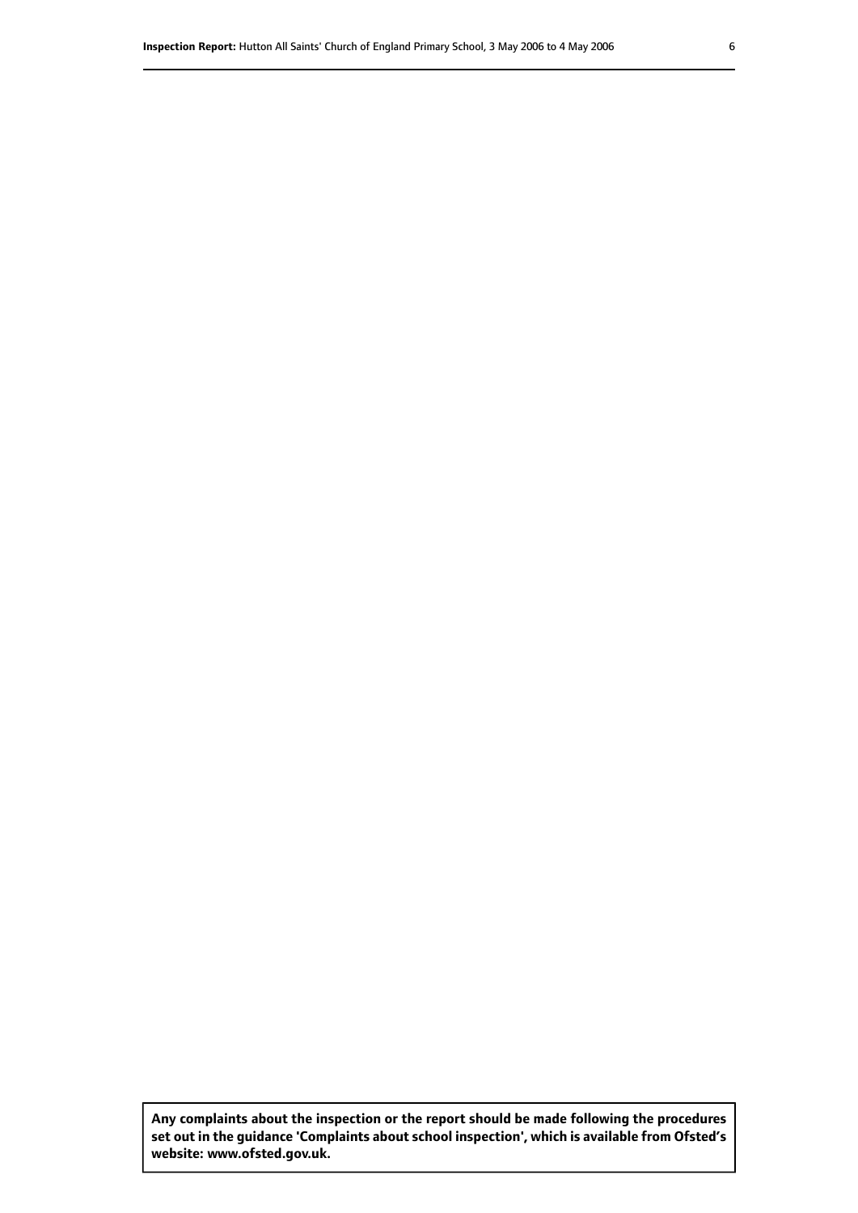**Any complaints about the inspection or the report should be made following the procedures set out in the guidance 'Complaints about school inspection', which is available from Ofsted's website: www.ofsted.gov.uk.**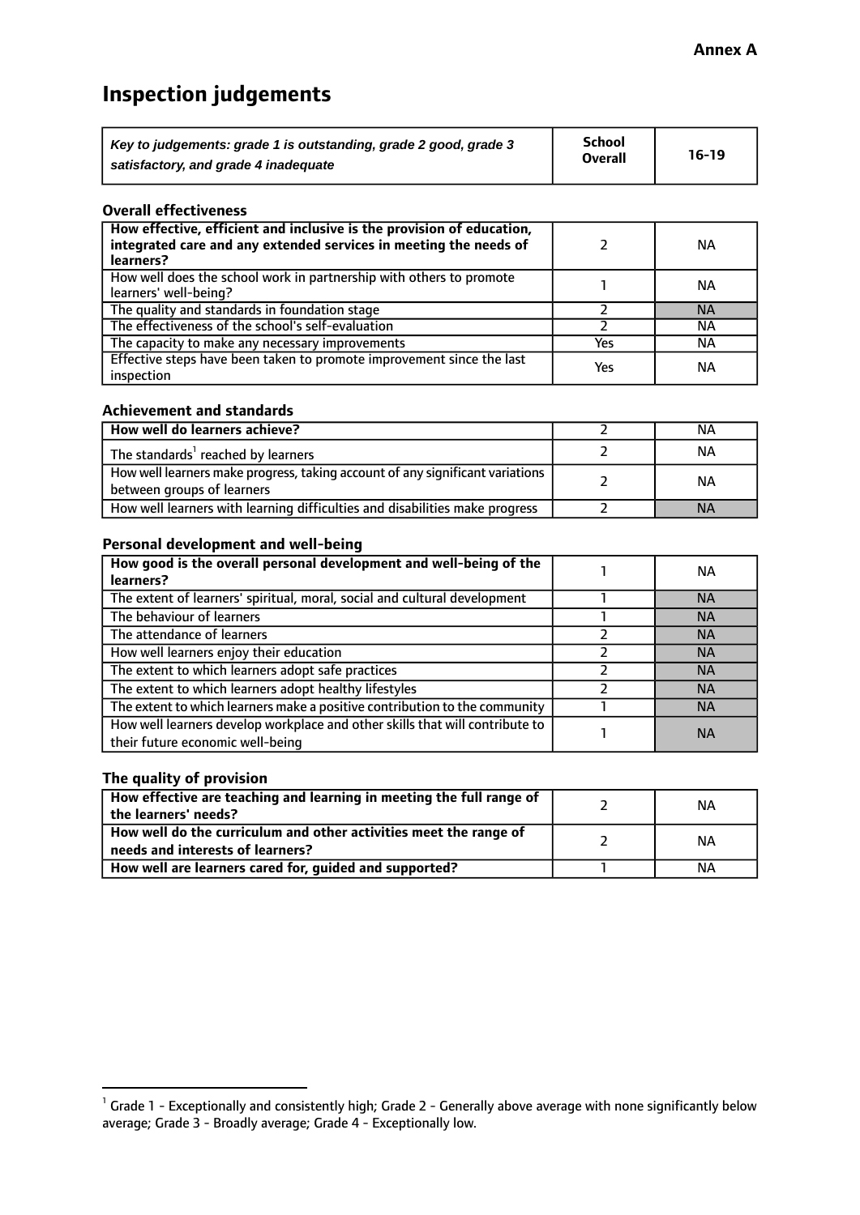**Annex A**

# Inspection judgements

| *Key to judgements: grade 1 is outstanding, grade 2 good, grade 3 satisfactory, and grade 4 inadequate* | School Overall | 16-19 |
|---|---|---|

### Overall effectiveness

| | | |
|---|---|---|
| **How effective, efficient and inclusive is the provision of education, integrated care and any extended services in meeting the needs of learners?** | 2 | NA |
| How well does the school work in partnership with others to promote learners' well-being? | 1 | NA |
| The quality and standards in foundation stage | 2 | NA |
| The effectiveness of the school's self-evaluation | 2 | NA |
| The capacity to make any necessary improvements | Yes | NA |
| Effective steps have been taken to promote improvement since the last inspection | Yes | NA |

### Achievement and standards

| | | |
|---|---|---|
| **How well do learners achieve?** | 2 | NA |
| The standards[1] reached by learners | 2 | NA |
| How well learners make progress, taking account of any significant variations between groups of learners | 2 | NA |
| How well learners with learning difficulties and disabilities make progress | 2 | NA |

### Personal development and well-being

| | | |
|---|---|---|
| **How good is the overall personal development and well-being of the learners?** | 1 | NA |
| The extent of learners' spiritual, moral, social and cultural development | 1 | NA |
| The behaviour of learners | 1 | NA |
| The attendance of learners | 2 | NA |
| How well learners enjoy their education | 2 | NA |
| The extent to which learners adopt safe practices | 2 | NA |
| The extent to which learners adopt healthy lifestyles | 2 | NA |
| The extent to which learners make a positive contribution to the community | 1 | NA |
| How well learners develop workplace and other skills that will contribute to their future economic well-being | 1 | NA |

### The quality of provision

| | | |
|---|---|---|
| **How effective are teaching and learning in meeting the full range of the learners' needs?** | 2 | NA |
| **How well do the curriculum and other activities meet the range of needs and interests of learners?** | 2 | NA |
| **How well are learners cared for, guided and supported?** | 1 | NA |

[1] Grade 1 - Exceptionally and consistently high; Grade 2 - Generally above average with none significantly below average; Grade 3 - Broadly average; Grade 4 - Exceptionally low.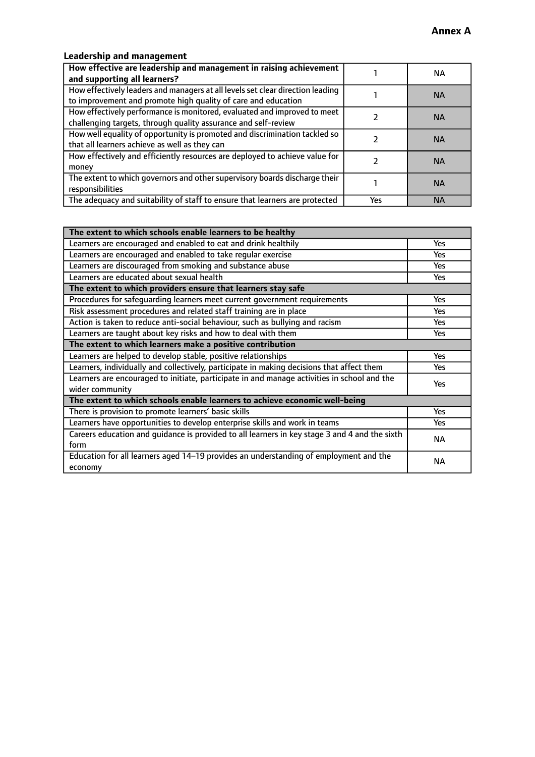**Annex A**

### Leadership and management

| **How effective are leadership and management in raising achievement and supporting all learners?** | 1 | NA |
|---|---|---|
| How effectively leaders and managers at all levels set clear direction leading to improvement and promote high quality of care and education | 1 | NA |
| How effectively performance is monitored, evaluated and improved to meet challenging targets, through quality assurance and self-review | 2 | NA |
| How well equality of opportunity is promoted and discrimination tackled so that all learners achieve as well as they can | 2 | NA |
| How effectively and efficiently resources are deployed to achieve value for money | 2 | NA |
| The extent to which governors and other supervisory boards discharge their responsibilities | 1 | NA |
| The adequacy and suitability of staff to ensure that learners are protected | Yes | NA |

| **The extent to which schools enable learners to be healthy** | |
|---|---|
| Learners are encouraged and enabled to eat and drink healthily | Yes |
| Learners are encouraged and enabled to take regular exercise | Yes |
| Learners are discouraged from smoking and substance abuse | Yes |
| Learners are educated about sexual health | Yes |
| **The extent to which providers ensure that learners stay safe** | |
| Procedures for safeguarding learners meet current government requirements | Yes |
| Risk assessment procedures and related staff training are in place | Yes |
| Action is taken to reduce anti-social behaviour, such as bullying and racism | Yes |
| Learners are taught about key risks and how to deal with them | Yes |
| **The extent to which learners make a positive contribution** | |
| Learners are helped to develop stable, positive relationships | Yes |
| Learners, individually and collectively, participate in making decisions that affect them | Yes |
| Learners are encouraged to initiate, participate in and manage activities in school and the wider community | Yes |
| **The extent to which schools enable learners to achieve economic well-being** | |
| There is provision to promote learners' basic skills | Yes |
| Learners have opportunities to develop enterprise skills and work in teams | Yes |
| Careers education and guidance is provided to all learners in key stage 3 and 4 and the sixth form | NA |
| Education for all learners aged 14–19 provides an understanding of employment and the economy | NA |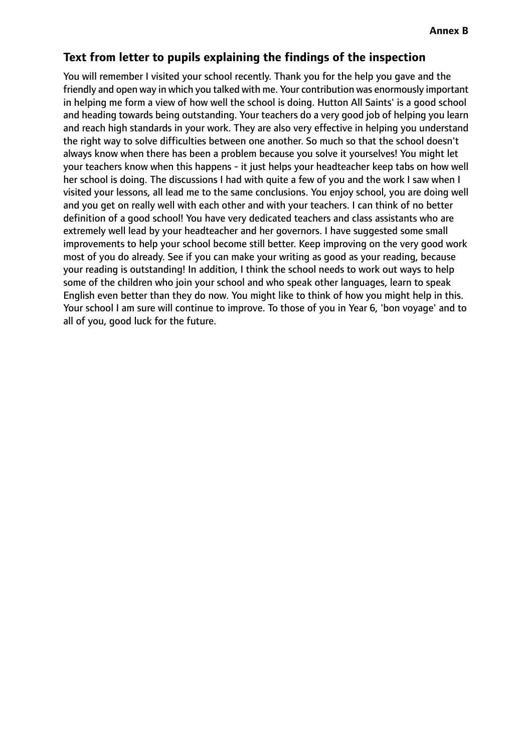**Annex B**

## Text from letter to pupils explaining the findings of the inspection

You will remember I visited your school recently. Thank you for the help you gave and the friendly and open way in which you talked with me. Your contribution was enormously important in helping me form a view of how well the school is doing. Hutton All Saints' is a good school and heading towards being outstanding. Your teachers do a very good job of helping you learn and reach high standards in your work. They are also very effective in helping you understand the right way to solve difficulties between one another. So much so that the school doesn't always know when there has been a problem because you solve it yourselves! You might let your teachers know when this happens - it just helps your headteacher keep tabs on how well her school is doing. The discussions I had with quite a few of you and the work I saw when I visited your lessons, all lead me to the same conclusions. You enjoy school, you are doing well and you get on really well with each other and with your teachers. I can think of no better definition of a good school! You have very dedicated teachers and class assistants who are extremely well lead by your headteacher and her governors. I have suggested some small improvements to help your school become still better. Keep improving on the very good work most of you do already. See if you can make your writing as good as your reading, because your reading is outstanding! In addition, I think the school needs to work out ways to help some of the children who join your school and who speak other languages, learn to speak English even better than they do now. You might like to think of how you might help in this. Your school I am sure will continue to improve. To those of you in Year 6, 'bon voyage' and to all of you, good luck for the future.